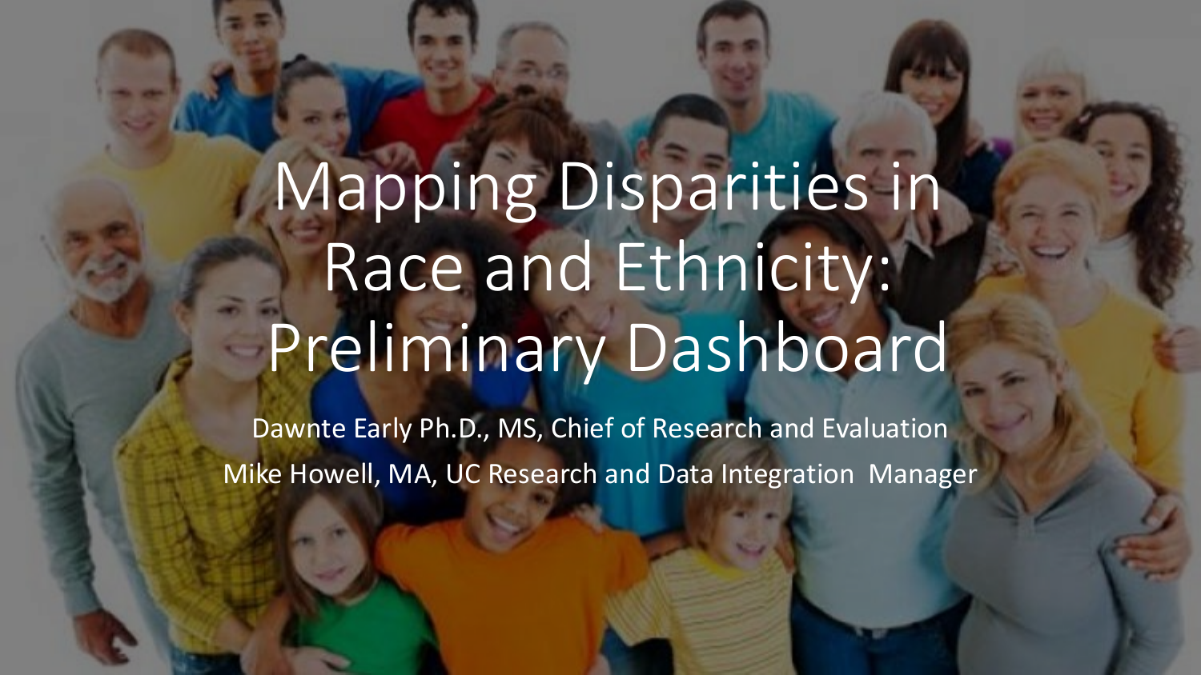# Mapping Disparities in Race and Ethnicity: Preliminary Dashboard

Dawnte Early Ph.D., MS, Chief of Research and Evaluation

Mike Howell, MA, UC Research and Data Integration Manager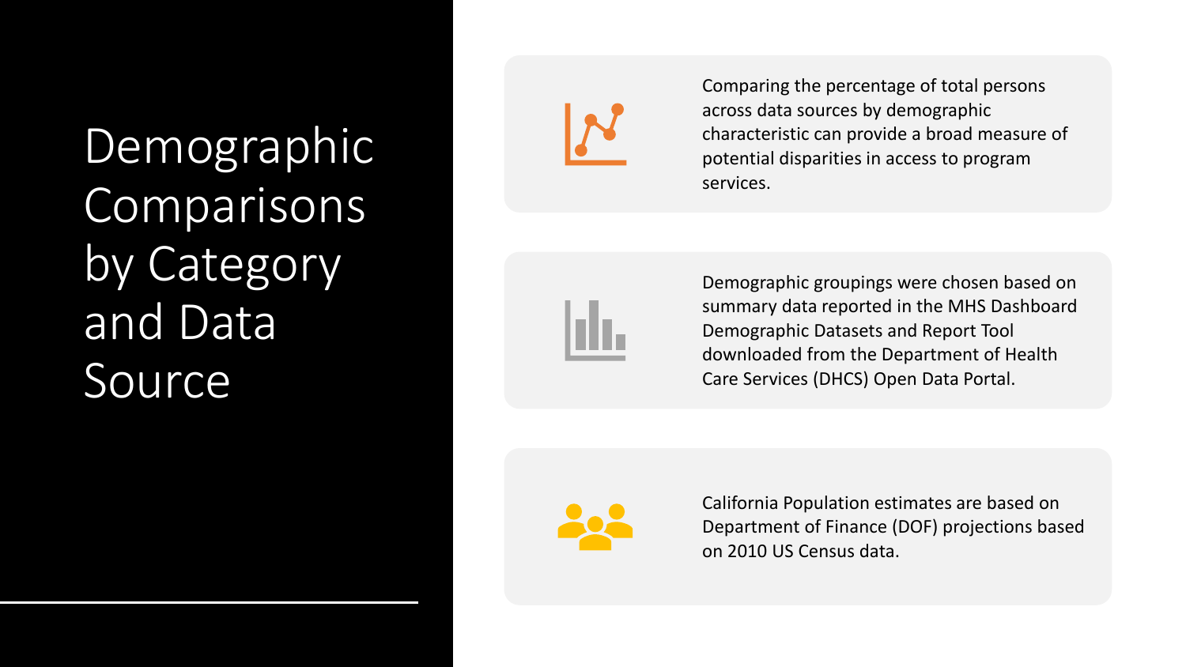# Demographic Comparisons by Category and Data Source

- Comparing the percentage of total persons across data sources by demographic characteristic can provide a broad measure of potential disparities in access to program services.
- Demographic groupings were chosen based on summary data reported in the MHS Dashboard Demographic Datasets and Report Tool downloaded from the Department of Health Care Services (DHCS) Open Data Portal.
- California Population estimates are based on Department of Finance (DOF) projections based on 2010 US Census data.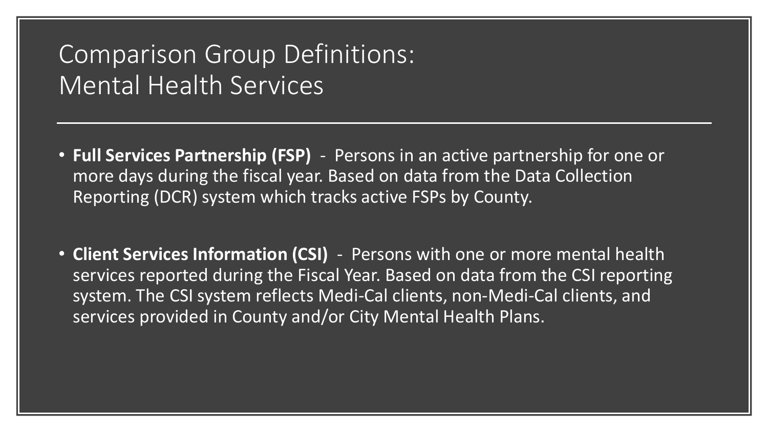# Comparison Group Definitions: Mental Health Services

- **Full Services Partnership (FSP)** - Persons in an active partnership for one or more days during the fiscal year. Based on data from the Data Collection Reporting (DCR) system which tracks active FSPs by County.

- **Client Services Information (CSI)** - Persons with one or more mental health services reported during the Fiscal Year. Based on data from the CSI reporting system. The CSI system reflects Medi-Cal clients, non-Medi-Cal clients, and services provided in County and/or City Mental Health Plans.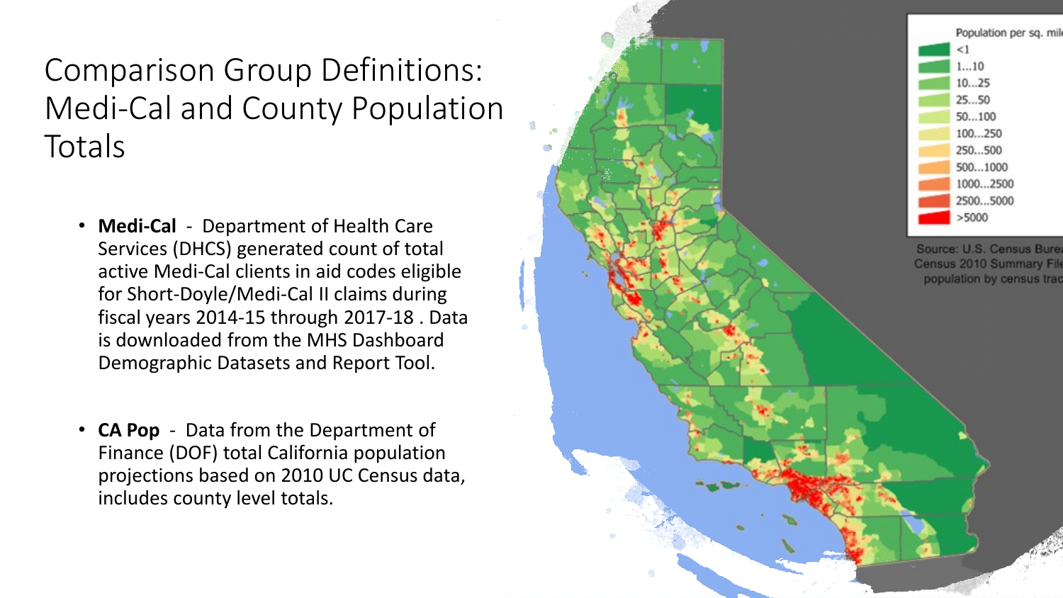# Comparison Group Definitions: Medi-Cal and County Population Totals

- **Medi-Cal** - Department of Health Care Services (DHCS) generated count of total active Medi-Cal clients in aid codes eligible for Short-Doyle/Medi-Cal II claims during fiscal years 2014-15 through 2017-18 . Data is downloaded from the MHS Dashboard Demographic Datasets and Report Tool.

- **CA Pop** - Data from the Department of Finance (DOF) total California population projections based on 2010 UC Census data, includes county level totals.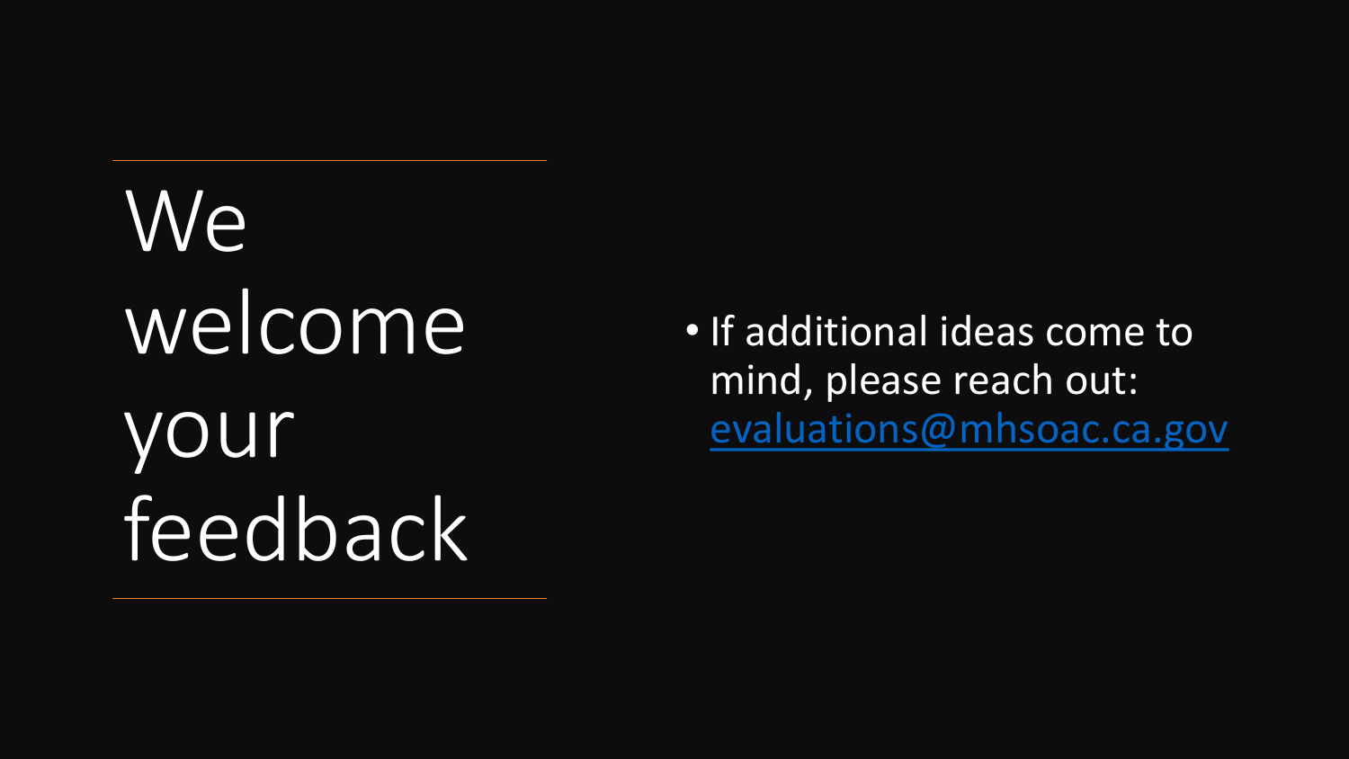# We welcome your feedback

- If additional ideas come to mind, please reach out: evaluations@mhsoac.ca.gov